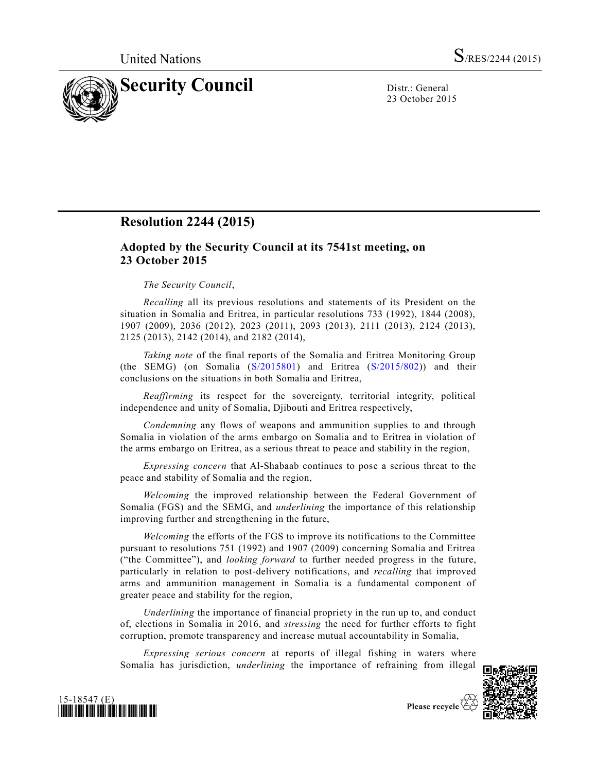United Nations S/RES/2244 (2015)

# Security Council

Distr.: General
23 October 2015

## Resolution 2244 (2015)

### Adopted by the Security Council at its 7541st meeting, on 23 October 2015

*The Security Council*,

*Recalling* all its previous resolutions and statements of its President on the situation in Somalia and Eritrea, in particular resolutions 733 (1992), 1844 (2008), 1907 (2009), 2036 (2012), 2023 (2011), 2093 (2013), 2111 (2013), 2124 (2013), 2125 (2013), 2142 (2014), and 2182 (2014),

*Taking note* of the final reports of the Somalia and Eritrea Monitoring Group (the SEMG) (on Somalia (S/2015801) and Eritrea (S/2015/802)) and their conclusions on the situations in both Somalia and Eritrea,

*Reaffirming* its respect for the sovereignty, territorial integrity, political independence and unity of Somalia, Djibouti and Eritrea respectively,

*Condemning* any flows of weapons and ammunition supplies to and through Somalia in violation of the arms embargo on Somalia and to Eritrea in violation of the arms embargo on Eritrea, as a serious threat to peace and stability in the region,

*Expressing concern* that Al-Shabaab continues to pose a serious threat to the peace and stability of Somalia and the region,

*Welcoming* the improved relationship between the Federal Government of Somalia (FGS) and the SEMG, and *underlining* the importance of this relationship improving further and strengthening in the future,

*Welcoming* the efforts of the FGS to improve its notifications to the Committee pursuant to resolutions 751 (1992) and 1907 (2009) concerning Somalia and Eritrea ("the Committee"), and *looking forward* to further needed progress in the future, particularly in relation to post-delivery notifications, and *recalling* that improved arms and ammunition management in Somalia is a fundamental component of greater peace and stability for the region,

*Underlining* the importance of financial propriety in the run up to, and conduct of, elections in Somalia in 2016, and *stressing* the need for further efforts to fight corruption, promote transparency and increase mutual accountability in Somalia,

*Expressing serious concern* at reports of illegal fishing in waters where Somalia has jurisdiction, *underlining* the importance of refraining from illegal

15-18547 (E)

Please recycle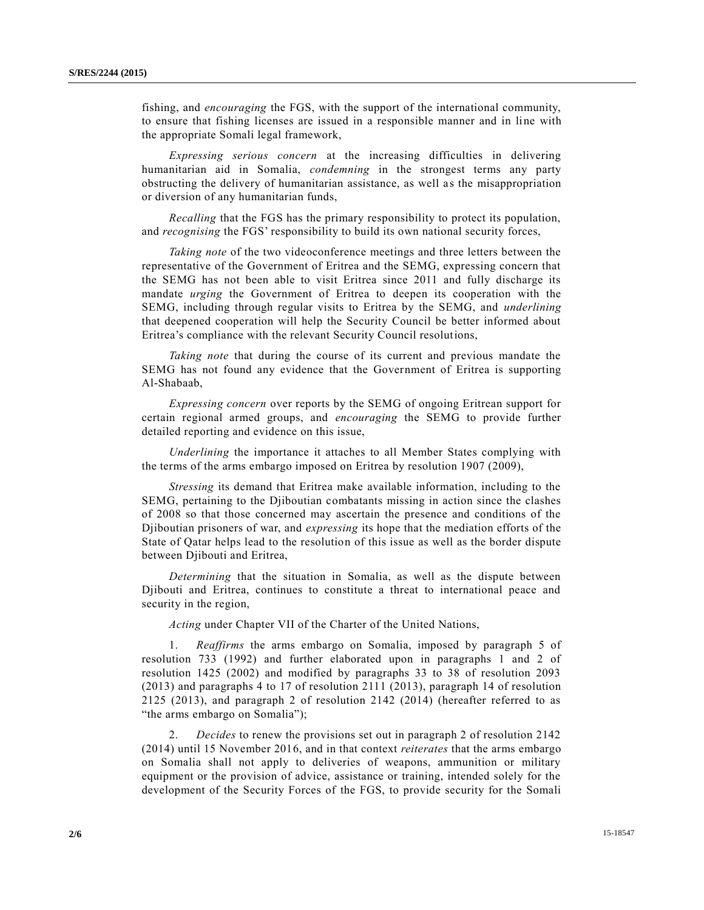fishing, and *encouraging* the FGS, with the support of the international community, to ensure that fishing licenses are issued in a responsible manner and in line with the appropriate Somali legal framework,

*Expressing serious concern* at the increasing difficulties in delivering humanitarian aid in Somalia, *condemning* in the strongest terms any party obstructing the delivery of humanitarian assistance, as well as the misappropriation or diversion of any humanitarian funds,

*Recalling* that the FGS has the primary responsibility to protect its population, and *recognising* the FGS' responsibility to build its own national security forces,

*Taking note* of the two videoconference meetings and three letters between the representative of the Government of Eritrea and the SEMG, expressing concern that the SEMG has not been able to visit Eritrea since 2011 and fully discharge its mandate *urging* the Government of Eritrea to deepen its cooperation with the SEMG, including through regular visits to Eritrea by the SEMG, and *underlining* that deepened cooperation will help the Security Council be better informed about Eritrea's compliance with the relevant Security Council resolutions,

*Taking note* that during the course of its current and previous mandate the SEMG has not found any evidence that the Government of Eritrea is supporting Al-Shabaab,

*Expressing concern* over reports by the SEMG of ongoing Eritrean support for certain regional armed groups, and *encouraging* the SEMG to provide further detailed reporting and evidence on this issue,

*Underlining* the importance it attaches to all Member States complying with the terms of the arms embargo imposed on Eritrea by resolution 1907 (2009),

*Stressing* its demand that Eritrea make available information, including to the SEMG, pertaining to the Djiboutian combatants missing in action since the clashes of 2008 so that those concerned may ascertain the presence and conditions of the Djiboutian prisoners of war, and *expressing* its hope that the mediation efforts of the State of Qatar helps lead to the resolution of this issue as well as the border dispute between Djibouti and Eritrea,

*Determining* that the situation in Somalia, as well as the dispute between Djibouti and Eritrea, continues to constitute a threat to international peace and security in the region,

*Acting* under Chapter VII of the Charter of the United Nations,

1. *Reaffirms* the arms embargo on Somalia, imposed by paragraph 5 of resolution 733 (1992) and further elaborated upon in paragraphs 1 and 2 of resolution 1425 (2002) and modified by paragraphs 33 to 38 of resolution 2093 (2013) and paragraphs 4 to 17 of resolution 2111 (2013), paragraph 14 of resolution 2125 (2013), and paragraph 2 of resolution 2142 (2014) (hereafter referred to as "the arms embargo on Somalia");

2. *Decides* to renew the provisions set out in paragraph 2 of resolution 2142 (2014) until 15 November 2016, and in that context *reiterates* that the arms embargo on Somalia shall not apply to deliveries of weapons, ammunition or military equipment or the provision of advice, assistance or training, intended solely for the development of the Security Forces of the FGS, to provide security for the Somali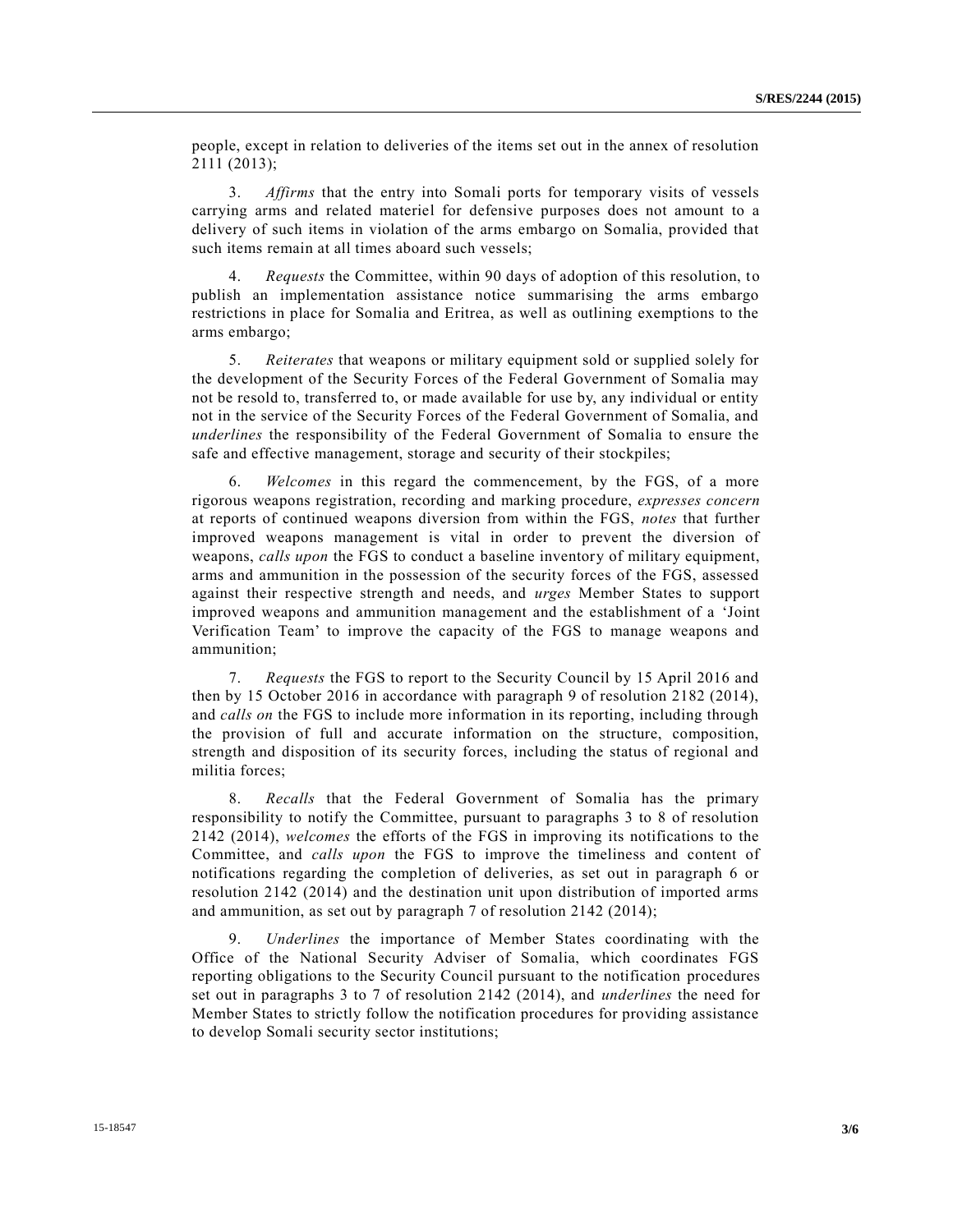people, except in relation to deliveries of the items set out in the annex of resolution 2111 (2013);

3. *Affirms* that the entry into Somali ports for temporary visits of vessels carrying arms and related materiel for defensive purposes does not amount to a delivery of such items in violation of the arms embargo on Somalia, provided that such items remain at all times aboard such vessels;

4. *Requests* the Committee, within 90 days of adoption of this resolution, to publish an implementation assistance notice summarising the arms embargo restrictions in place for Somalia and Eritrea, as well as outlining exemptions to the arms embargo;

5. *Reiterates* that weapons or military equipment sold or supplied solely for the development of the Security Forces of the Federal Government of Somalia may not be resold to, transferred to, or made available for use by, any individual or entity not in the service of the Security Forces of the Federal Government of Somalia, and *underlines* the responsibility of the Federal Government of Somalia to ensure the safe and effective management, storage and security of their stockpiles;

6. *Welcomes* in this regard the commencement, by the FGS, of a more rigorous weapons registration, recording and marking procedure, *expresses concern* at reports of continued weapons diversion from within the FGS, *notes* that further improved weapons management is vital in order to prevent the diversion of weapons, *calls upon* the FGS to conduct a baseline inventory of military equipment, arms and ammunition in the possession of the security forces of the FGS, assessed against their respective strength and needs, and *urges* Member States to support improved weapons and ammunition management and the establishment of a 'Joint Verification Team' to improve the capacity of the FGS to manage weapons and ammunition;

7. *Requests* the FGS to report to the Security Council by 15 April 2016 and then by 15 October 2016 in accordance with paragraph 9 of resolution 2182 (2014), and *calls on* the FGS to include more information in its reporting, including through the provision of full and accurate information on the structure, composition, strength and disposition of its security forces, including the status of regional and militia forces;

8. *Recalls* that the Federal Government of Somalia has the primary responsibility to notify the Committee, pursuant to paragraphs 3 to 8 of resolution 2142 (2014), *welcomes* the efforts of the FGS in improving its notifications to the Committee, and *calls upon* the FGS to improve the timeliness and content of notifications regarding the completion of deliveries, as set out in paragraph 6 or resolution 2142 (2014) and the destination unit upon distribution of imported arms and ammunition, as set out by paragraph 7 of resolution 2142 (2014);

9. *Underlines* the importance of Member States coordinating with the Office of the National Security Adviser of Somalia, which coordinates FGS reporting obligations to the Security Council pursuant to the notification procedures set out in paragraphs 3 to 7 of resolution 2142 (2014), and *underlines* the need for Member States to strictly follow the notification procedures for providing assistance to develop Somali security sector institutions;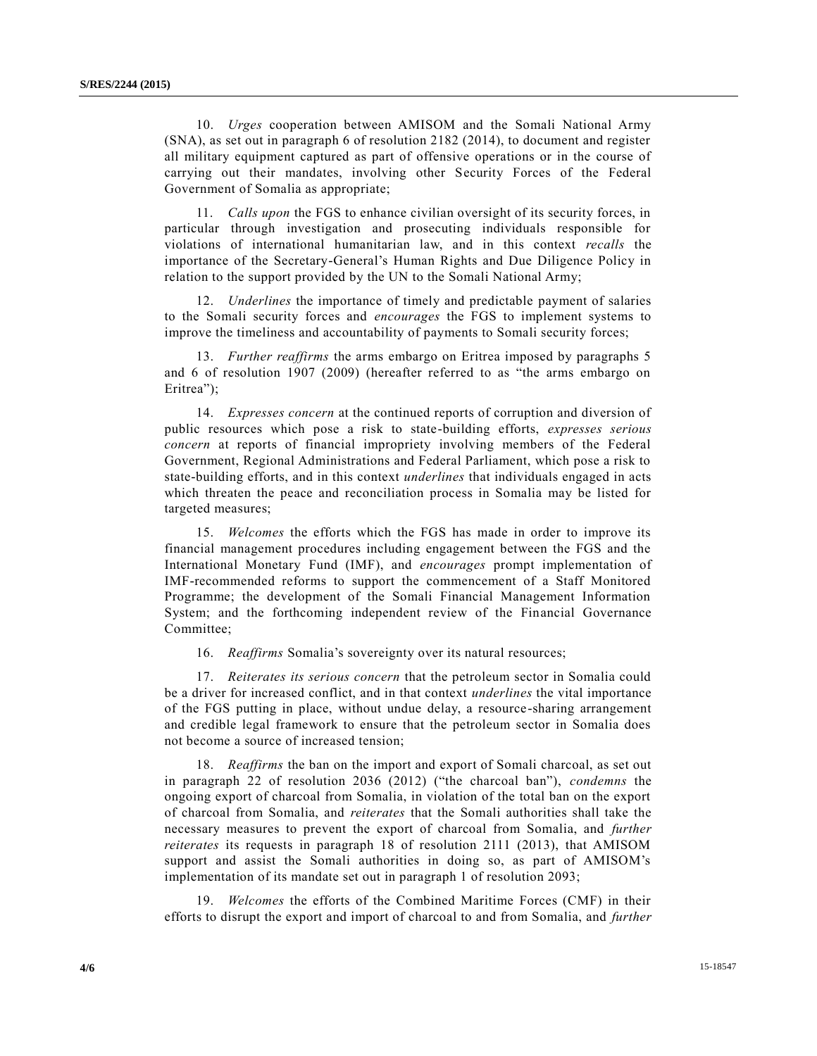10. *Urges* cooperation between AMISOM and the Somali National Army (SNA), as set out in paragraph 6 of resolution 2182 (2014), to document and register all military equipment captured as part of offensive operations or in the course of carrying out their mandates, involving other Security Forces of the Federal Government of Somalia as appropriate;

11. *Calls upon* the FGS to enhance civilian oversight of its security forces, in particular through investigation and prosecuting individuals responsible for violations of international humanitarian law, and in this context *recalls* the importance of the Secretary-General's Human Rights and Due Diligence Policy in relation to the support provided by the UN to the Somali National Army;

12. *Underlines* the importance of timely and predictable payment of salaries to the Somali security forces and *encourages* the FGS to implement systems to improve the timeliness and accountability of payments to Somali security forces;

13. *Further reaffirms* the arms embargo on Eritrea imposed by paragraphs 5 and 6 of resolution 1907 (2009) (hereafter referred to as "the arms embargo on Eritrea");

14. *Expresses concern* at the continued reports of corruption and diversion of public resources which pose a risk to state-building efforts, *expresses serious concern* at reports of financial impropriety involving members of the Federal Government, Regional Administrations and Federal Parliament, which pose a risk to state-building efforts, and in this context *underlines* that individuals engaged in acts which threaten the peace and reconciliation process in Somalia may be listed for targeted measures;

15. *Welcomes* the efforts which the FGS has made in order to improve its financial management procedures including engagement between the FGS and the International Monetary Fund (IMF), and *encourages* prompt implementation of IMF-recommended reforms to support the commencement of a Staff Monitored Programme; the development of the Somali Financial Management Information System; and the forthcoming independent review of the Financial Governance Committee;

16. *Reaffirms* Somalia's sovereignty over its natural resources;

17. *Reiterates its serious concern* that the petroleum sector in Somalia could be a driver for increased conflict, and in that context *underlines* the vital importance of the FGS putting in place, without undue delay, a resource-sharing arrangement and credible legal framework to ensure that the petroleum sector in Somalia does not become a source of increased tension;

18. *Reaffirms* the ban on the import and export of Somali charcoal, as set out in paragraph 22 of resolution 2036 (2012) ("the charcoal ban"), *condemns* the ongoing export of charcoal from Somalia, in violation of the total ban on the export of charcoal from Somalia, and *reiterates* that the Somali authorities shall take the necessary measures to prevent the export of charcoal from Somalia, and *further reiterates* its requests in paragraph 18 of resolution 2111 (2013), that AMISOM support and assist the Somali authorities in doing so, as part of AMISOM's implementation of its mandate set out in paragraph 1 of resolution 2093;

19. *Welcomes* the efforts of the Combined Maritime Forces (CMF) in their efforts to disrupt the export and import of charcoal to and from Somalia, and *further*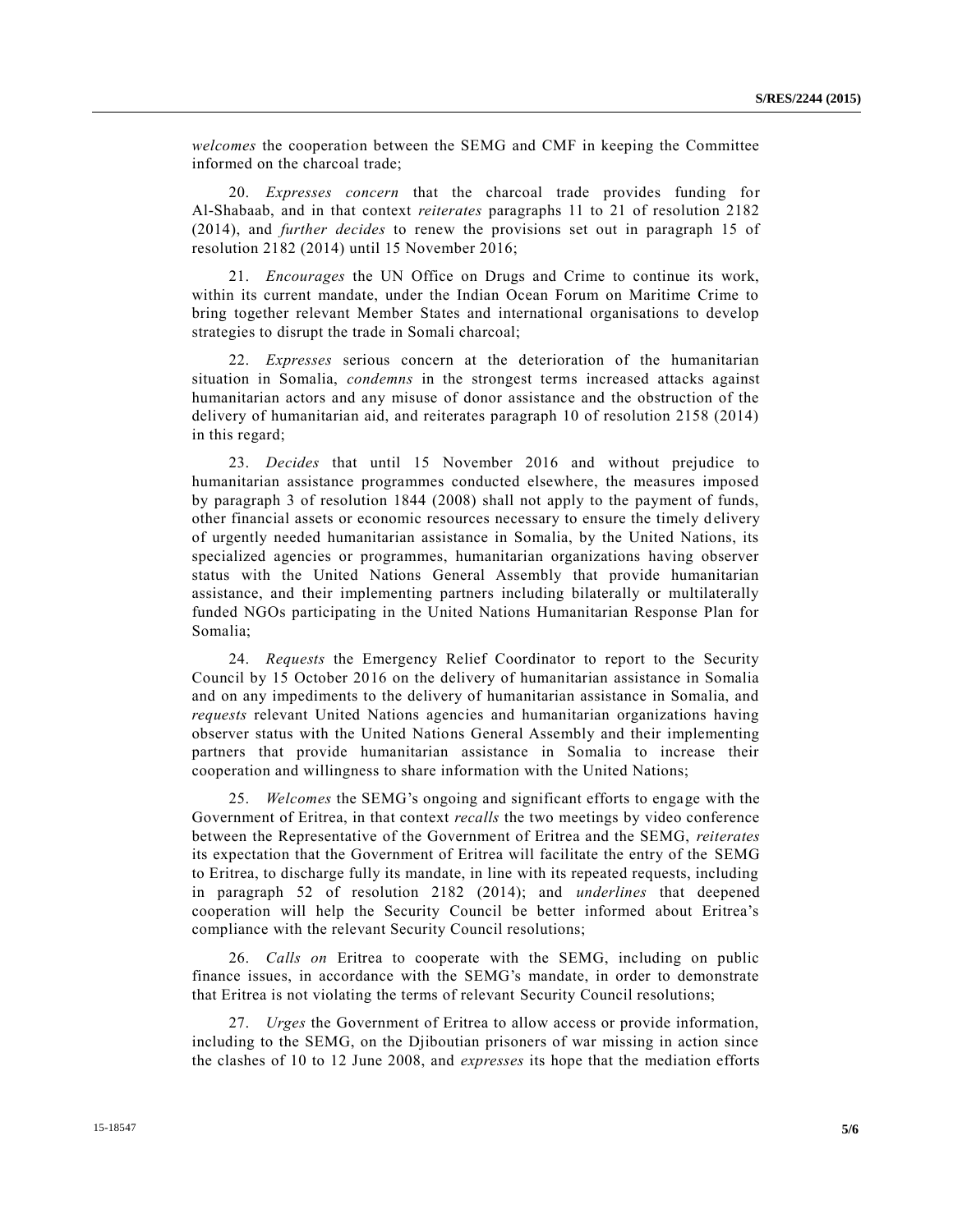*welcomes* the cooperation between the SEMG and CMF in keeping the Committee informed on the charcoal trade;

20. *Expresses concern* that the charcoal trade provides funding for Al-Shabaab, and in that context *reiterates* paragraphs 11 to 21 of resolution 2182 (2014), and *further decides* to renew the provisions set out in paragraph 15 of resolution 2182 (2014) until 15 November 2016;

21. *Encourages* the UN Office on Drugs and Crime to continue its work, within its current mandate, under the Indian Ocean Forum on Maritime Crime to bring together relevant Member States and international organisations to develop strategies to disrupt the trade in Somali charcoal;

22. *Expresses* serious concern at the deterioration of the humanitarian situation in Somalia, *condemns* in the strongest terms increased attacks against humanitarian actors and any misuse of donor assistance and the obstruction of the delivery of humanitarian aid, and reiterates paragraph 10 of resolution 2158 (2014) in this regard;

23. *Decides* that until 15 November 2016 and without prejudice to humanitarian assistance programmes conducted elsewhere, the measures imposed by paragraph 3 of resolution 1844 (2008) shall not apply to the payment of funds, other financial assets or economic resources necessary to ensure the timely delivery of urgently needed humanitarian assistance in Somalia, by the United Nations, its specialized agencies or programmes, humanitarian organizations having observer status with the United Nations General Assembly that provide humanitarian assistance, and their implementing partners including bilaterally or multilaterally funded NGOs participating in the United Nations Humanitarian Response Plan for Somalia;

24. *Requests* the Emergency Relief Coordinator to report to the Security Council by 15 October 2016 on the delivery of humanitarian assistance in Somalia and on any impediments to the delivery of humanitarian assistance in Somalia, and *requests* relevant United Nations agencies and humanitarian organizations having observer status with the United Nations General Assembly and their implementing partners that provide humanitarian assistance in Somalia to increase their cooperation and willingness to share information with the United Nations;

25. *Welcomes* the SEMG's ongoing and significant efforts to engage with the Government of Eritrea, in that context *recalls* the two meetings by video conference between the Representative of the Government of Eritrea and the SEMG, *reiterates* its expectation that the Government of Eritrea will facilitate the entry of the SEMG to Eritrea, to discharge fully its mandate, in line with its repeated requests, including in paragraph 52 of resolution 2182 (2014); and *underlines* that deepened cooperation will help the Security Council be better informed about Eritrea's compliance with the relevant Security Council resolutions;

26. *Calls on* Eritrea to cooperate with the SEMG, including on public finance issues, in accordance with the SEMG's mandate, in order to demonstrate that Eritrea is not violating the terms of relevant Security Council resolutions;

27. *Urges* the Government of Eritrea to allow access or provide information, including to the SEMG, on the Djiboutian prisoners of war missing in action since the clashes of 10 to 12 June 2008, and *expresses* its hope that the mediation efforts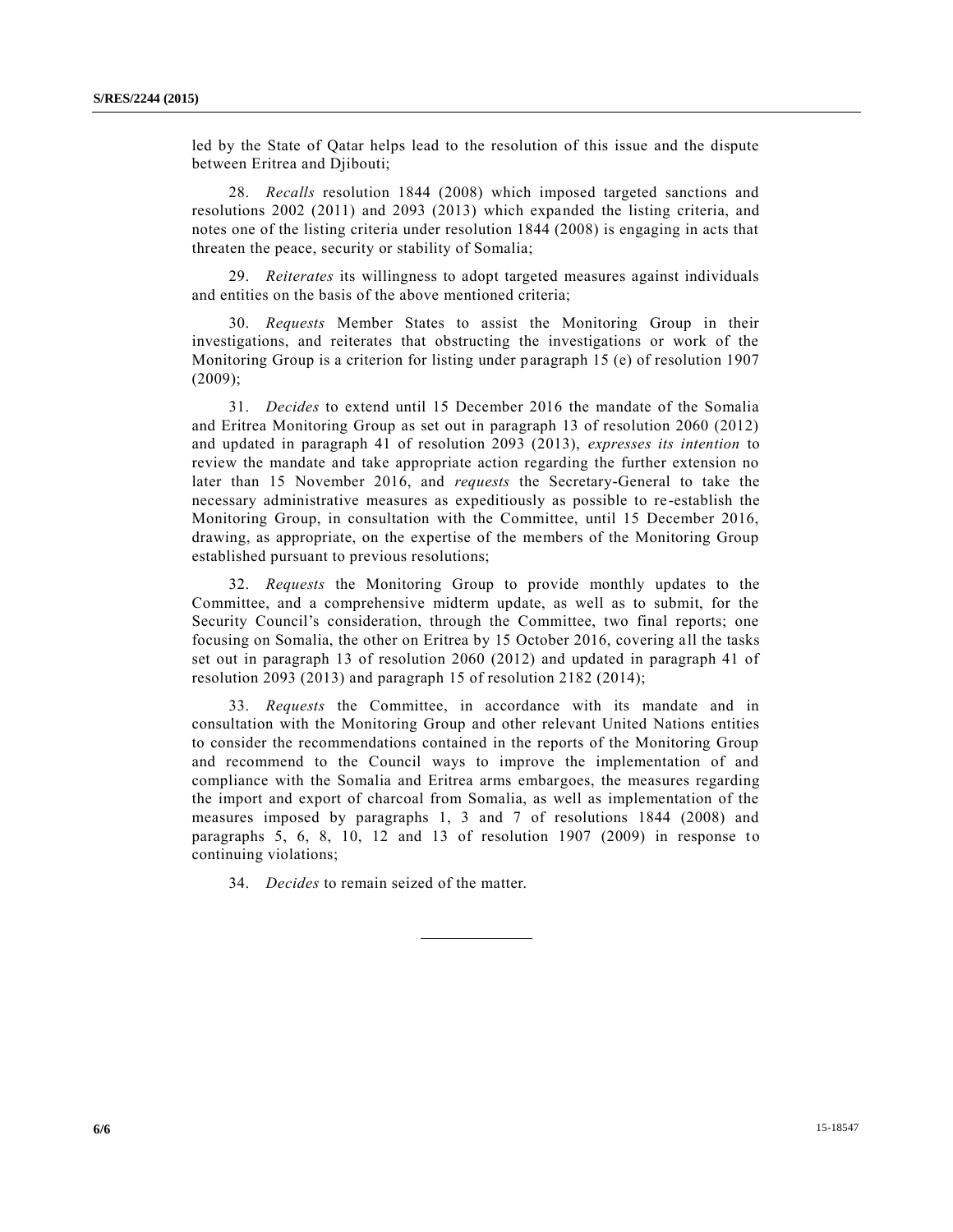led by the State of Qatar helps lead to the resolution of this issue and the dispute between Eritrea and Djibouti;

28. *Recalls* resolution 1844 (2008) which imposed targeted sanctions and resolutions 2002 (2011) and 2093 (2013) which expanded the listing criteria, and notes one of the listing criteria under resolution 1844 (2008) is engaging in acts that threaten the peace, security or stability of Somalia;

29. *Reiterates* its willingness to adopt targeted measures against individuals and entities on the basis of the above mentioned criteria;

30. *Requests* Member States to assist the Monitoring Group in their investigations, and reiterates that obstructing the investigations or work of the Monitoring Group is a criterion for listing under paragraph 15 (e) of resolution 1907 (2009);

31. *Decides* to extend until 15 December 2016 the mandate of the Somalia and Eritrea Monitoring Group as set out in paragraph 13 of resolution 2060 (2012) and updated in paragraph 41 of resolution 2093 (2013), *expresses its intention* to review the mandate and take appropriate action regarding the further extension no later than 15 November 2016, and *requests* the Secretary-General to take the necessary administrative measures as expeditiously as possible to re-establish the Monitoring Group, in consultation with the Committee, until 15 December 2016, drawing, as appropriate, on the expertise of the members of the Monitoring Group established pursuant to previous resolutions;

32. *Requests* the Monitoring Group to provide monthly updates to the Committee, and a comprehensive midterm update, as well as to submit, for the Security Council's consideration, through the Committee, two final reports; one focusing on Somalia, the other on Eritrea by 15 October 2016, covering all the tasks set out in paragraph 13 of resolution 2060 (2012) and updated in paragraph 41 of resolution 2093 (2013) and paragraph 15 of resolution 2182 (2014);

33. *Requests* the Committee, in accordance with its mandate and in consultation with the Monitoring Group and other relevant United Nations entities to consider the recommendations contained in the reports of the Monitoring Group and recommend to the Council ways to improve the implementation of and compliance with the Somalia and Eritrea arms embargoes, the measures regarding the import and export of charcoal from Somalia, as well as implementation of the measures imposed by paragraphs 1, 3 and 7 of resolutions 1844 (2008) and paragraphs 5, 6, 8, 10, 12 and 13 of resolution 1907 (2009) in response to continuing violations;

34. *Decides* to remain seized of the matter.